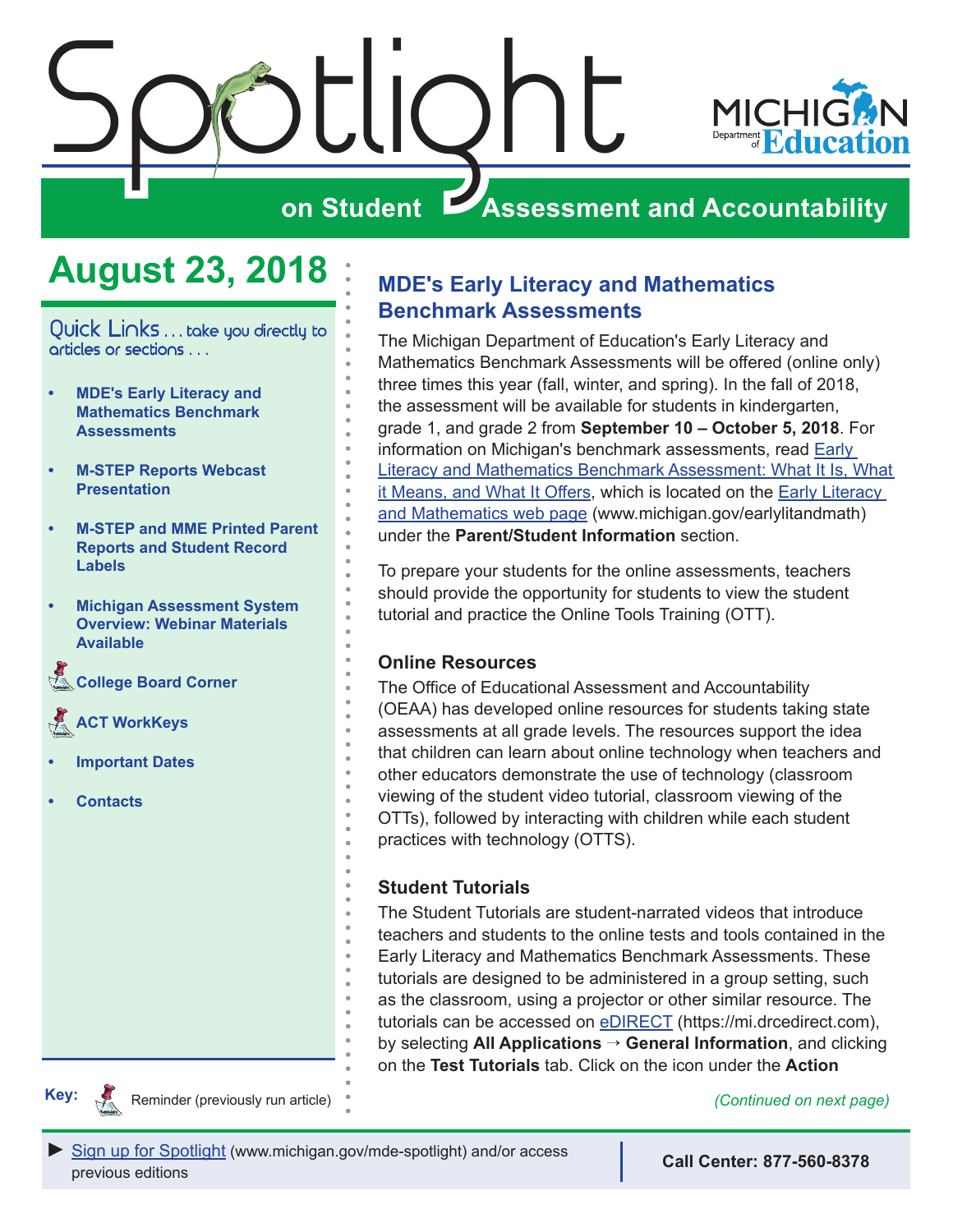# Spotlight on Student Assessment and Accountability

## August 23, 2018

Quick Links . . . take you directly to articles or sections . . .

- MDE's Early Literacy and Mathematics Benchmark Assessments
- M-STEP Reports Webcast Presentation
- M-STEP and MME Printed Parent Reports and Student Record Labels
- Michigan Assessment System Overview: Webinar Materials Available
- College Board Corner
- ACT WorkKeys
- Important Dates
- Contacts

**Key:** Reminder (previously run article)

## MDE's Early Literacy and Mathematics Benchmark Assessments

The Michigan Department of Education's Early Literacy and Mathematics Benchmark Assessments will be offered (online only) three times this year (fall, winter, and spring). In the fall of 2018, the assessment will be available for students in kindergarten, grade 1, and grade 2 from **September 10 – October 5, 2018**. For information on Michigan's benchmark assessments, read Early Literacy and Mathematics Benchmark Assessment: What It Is, What it Means, and What It Offers, which is located on the Early Literacy and Mathematics web page (www.michigan.gov/earlylitandmath) under the **Parent/Student Information** section.

To prepare your students for the online assessments, teachers should provide the opportunity for students to view the student tutorial and practice the Online Tools Training (OTT).

### Online Resources

The Office of Educational Assessment and Accountability (OEAA) has developed online resources for students taking state assessments at all grade levels. The resources support the idea that children can learn about online technology when teachers and other educators demonstrate the use of technology (classroom viewing of the student video tutorial, classroom viewing of the OTTs), followed by interacting with children while each student practices with technology (OTTS).

### Student Tutorials

The Student Tutorials are student-narrated videos that introduce teachers and students to the online tests and tools contained in the Early Literacy and Mathematics Benchmark Assessments. These tutorials are designed to be administered in a group setting, such as the classroom, using a projector or other similar resource. The tutorials can be accessed on eDIRECT (https://mi.drcedirect.com), by selecting **All Applications** → **General Information**, and clicking on the **Test Tutorials** tab. Click on the icon under the **Action**

*(Continued on next page)*

► Sign up for Spotlight (www.michigan.gov/mde-spotlight) and/or access previous editions

**Call Center: 877-560-8378**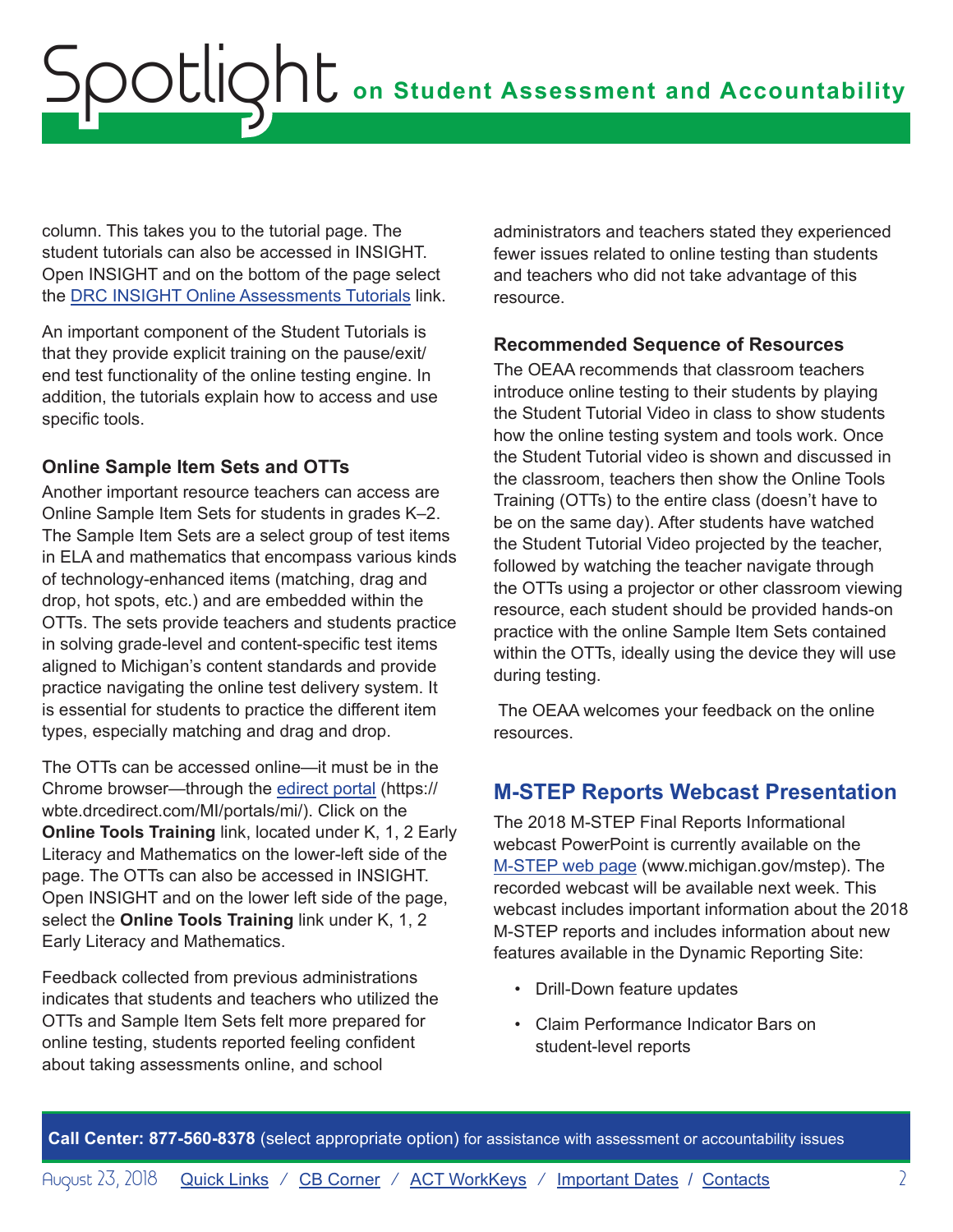column. This takes you to the tutorial page. The student tutorials can also be accessed in INSIGHT. Open INSIGHT and on the bottom of the page select the DRC INSIGHT Online Assessments Tutorials link.

An important component of the Student Tutorials is that they provide explicit training on the pause/exit/end test functionality of the online testing engine. In addition, the tutorials explain how to access and use specific tools.

### Online Sample Item Sets and OTTs

Another important resource teachers can access are Online Sample Item Sets for students in grades K–2. The Sample Item Sets are a select group of test items in ELA and mathematics that encompass various kinds of technology-enhanced items (matching, drag and drop, hot spots, etc.) and are embedded within the OTTs. The sets provide teachers and students practice in solving grade-level and content-specific test items aligned to Michigan's content standards and provide practice navigating the online test delivery system. It is essential for students to practice the different item types, especially matching and drag and drop.

The OTTs can be accessed online—it must be in the Chrome browser—through the edirect portal (https://wbte.drcedirect.com/MI/portals/mi/). Click on the **Online Tools Training** link, located under K, 1, 2 Early Literacy and Mathematics on the lower-left side of the page. The OTTs can also be accessed in INSIGHT. Open INSIGHT and on the lower left side of the page, select the **Online Tools Training** link under K, 1, 2 Early Literacy and Mathematics.

Feedback collected from previous administrations indicates that students and teachers who utilized the OTTs and Sample Item Sets felt more prepared for online testing, students reported feeling confident about taking assessments online, and school administrators and teachers stated they experienced fewer issues related to online testing than students and teachers who did not take advantage of this resource.

### Recommended Sequence of Resources

The OEAA recommends that classroom teachers introduce online testing to their students by playing the Student Tutorial Video in class to show students how the online testing system and tools work. Once the Student Tutorial video is shown and discussed in the classroom, teachers then show the Online Tools Training (OTTs) to the entire class (doesn't have to be on the same day). After students have watched the Student Tutorial Video projected by the teacher, followed by watching the teacher navigate through the OTTs using a projector or other classroom viewing resource, each student should be provided hands-on practice with the online Sample Item Sets contained within the OTTs, ideally using the device they will use during testing.

The OEAA welcomes your feedback on the online resources.

## M-STEP Reports Webcast Presentation

The 2018 M-STEP Final Reports Informational webcast PowerPoint is currently available on the M-STEP web page (www.michigan.gov/mstep). The recorded webcast will be available next week. This webcast includes important information about the 2018 M-STEP reports and includes information about new features available in the Dynamic Reporting Site:

- Drill-Down feature updates
- Claim Performance Indicator Bars on student-level reports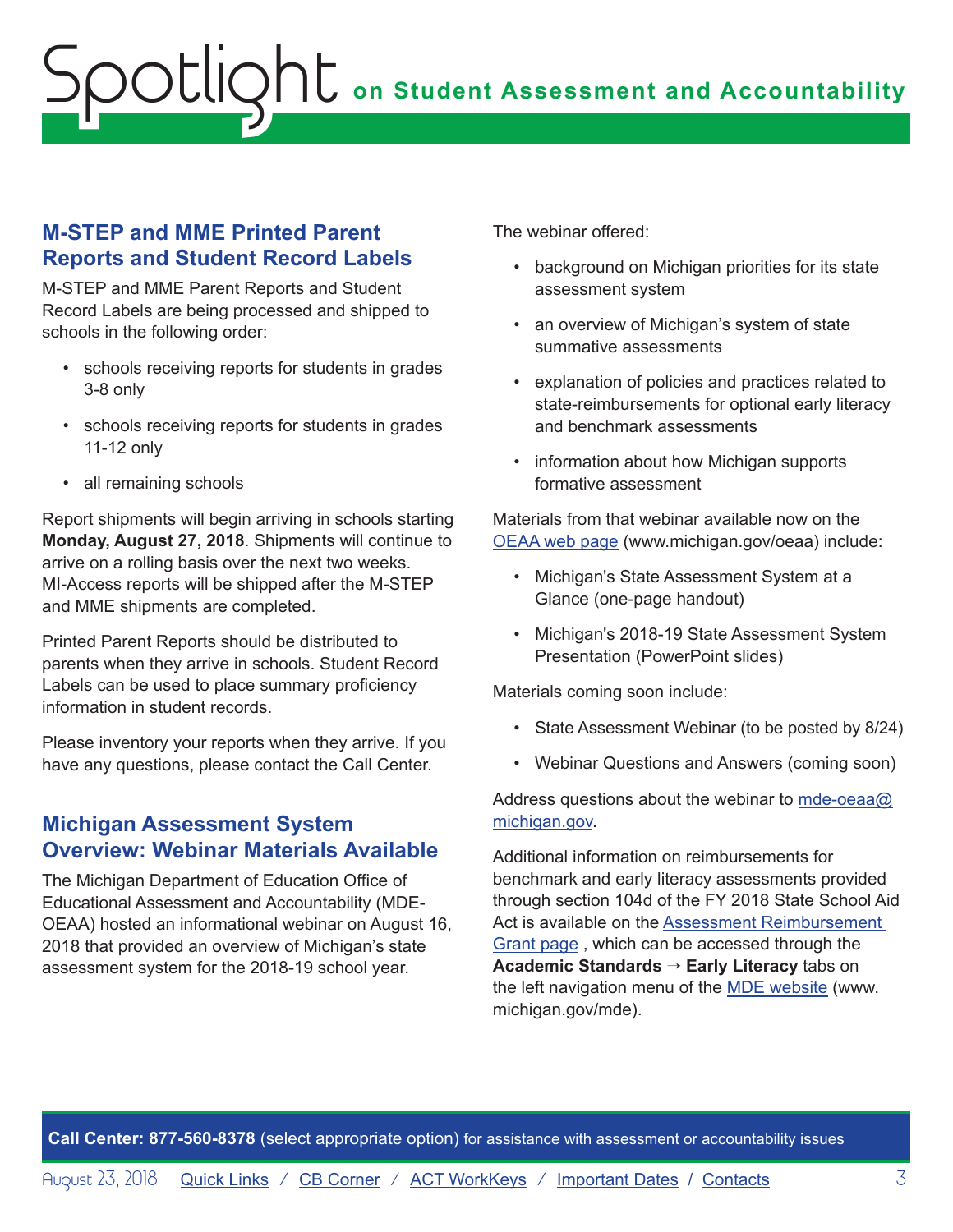## M-STEP and MME Printed Parent Reports and Student Record Labels

M-STEP and MME Parent Reports and Student Record Labels are being processed and shipped to schools in the following order:

- schools receiving reports for students in grades 3-8 only
- schools receiving reports for students in grades 11-12 only
- all remaining schools

Report shipments will begin arriving in schools starting **Monday, August 27, 2018**. Shipments will continue to arrive on a rolling basis over the next two weeks. MI-Access reports will be shipped after the M-STEP and MME shipments are completed.

Printed Parent Reports should be distributed to parents when they arrive in schools. Student Record Labels can be used to place summary proficiency information in student records.

Please inventory your reports when they arrive. If you have any questions, please contact the Call Center.

## Michigan Assessment System Overview: Webinar Materials Available

The Michigan Department of Education Office of Educational Assessment and Accountability (MDE-OEAA) hosted an informational webinar on August 16, 2018 that provided an overview of Michigan's state assessment system for the 2018-19 school year.

The webinar offered:

- background on Michigan priorities for its state assessment system
- an overview of Michigan's system of state summative assessments
- explanation of policies and practices related to state-reimbursements for optional early literacy and benchmark assessments
- information about how Michigan supports formative assessment

Materials from that webinar available now on the [OEAA web page](www.michigan.gov/oeaa) (www.michigan.gov/oeaa) include:

- Michigan's State Assessment System at a Glance (one-page handout)
- Michigan's 2018-19 State Assessment System Presentation (PowerPoint slides)

Materials coming soon include:

- State Assessment Webinar (to be posted by 8/24)
- Webinar Questions and Answers (coming soon)

Address questions about the webinar to [mde-oeaa@michigan.gov](mailto:mde-oeaa@michigan.gov).

Additional information on reimbursements for benchmark and early literacy assessments provided through section 104d of the FY 2018 State School Aid Act is available on the [Assessment Reimbursement Grant page](), which can be accessed through the **Academic Standards → Early Literacy** tabs on the left navigation menu of the [MDE website](www.michigan.gov/mde) (www.michigan.gov/mde).

**Call Center: 877-560-8378** (select appropriate option) for assistance with assessment or accountability issues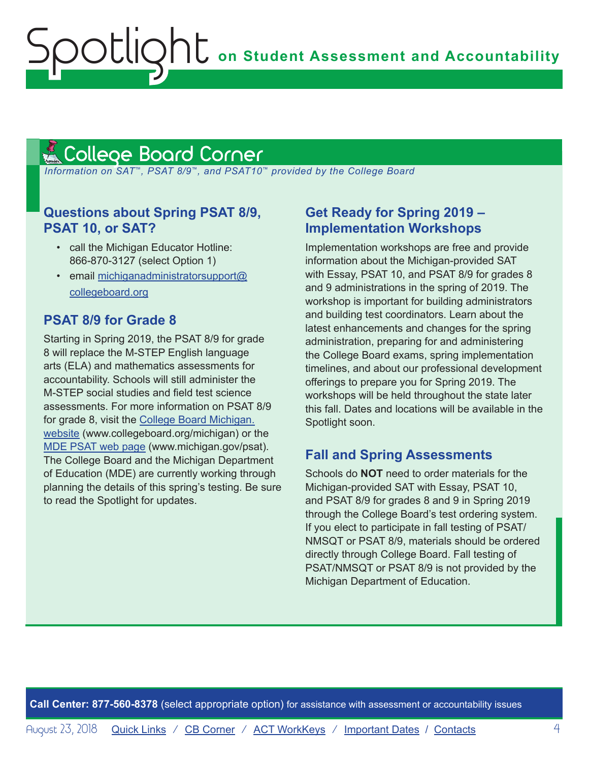## College Board Corner

*Information on SAT™, PSAT 8/9™, and PSAT10™ provided by the College Board*

### Questions about Spring PSAT 8/9, PSAT 10, or SAT?

- call the Michigan Educator Hotline: 866-870-3127 (select Option 1)
- email michiganadministratorsupport@collegeboard.org

### PSAT 8/9 for Grade 8

Starting in Spring 2019, the PSAT 8/9 for grade 8 will replace the M-STEP English language arts (ELA) and mathematics assessments for accountability. Schools will still administer the M-STEP social studies and field test science assessments. For more information on PSAT 8/9 for grade 8, visit the College Board Michigan. website (www.collegeboard.org/michigan) or the MDE PSAT web page (www.michigan.gov/psat). The College Board and the Michigan Department of Education (MDE) are currently working through planning the details of this spring's testing. Be sure to read the Spotlight for updates.

### Get Ready for Spring 2019 – Implementation Workshops

Implementation workshops are free and provide information about the Michigan-provided SAT with Essay, PSAT 10, and PSAT 8/9 for grades 8 and 9 administrations in the spring of 2019. The workshop is important for building administrators and building test coordinators. Learn about the latest enhancements and changes for the spring administration, preparing for and administering the College Board exams, spring implementation timelines, and about our professional development offerings to prepare you for Spring 2019. The workshops will be held throughout the state later this fall. Dates and locations will be available in the Spotlight soon.

### Fall and Spring Assessments

Schools do **NOT** need to order materials for the Michigan-provided SAT with Essay, PSAT 10, and PSAT 8/9 for grades 8 and 9 in Spring 2019 through the College Board's test ordering system. If you elect to participate in fall testing of PSAT/NMSQT or PSAT 8/9, materials should be ordered directly through College Board. Fall testing of PSAT/NMSQT or PSAT 8/9 is not provided by the Michigan Department of Education.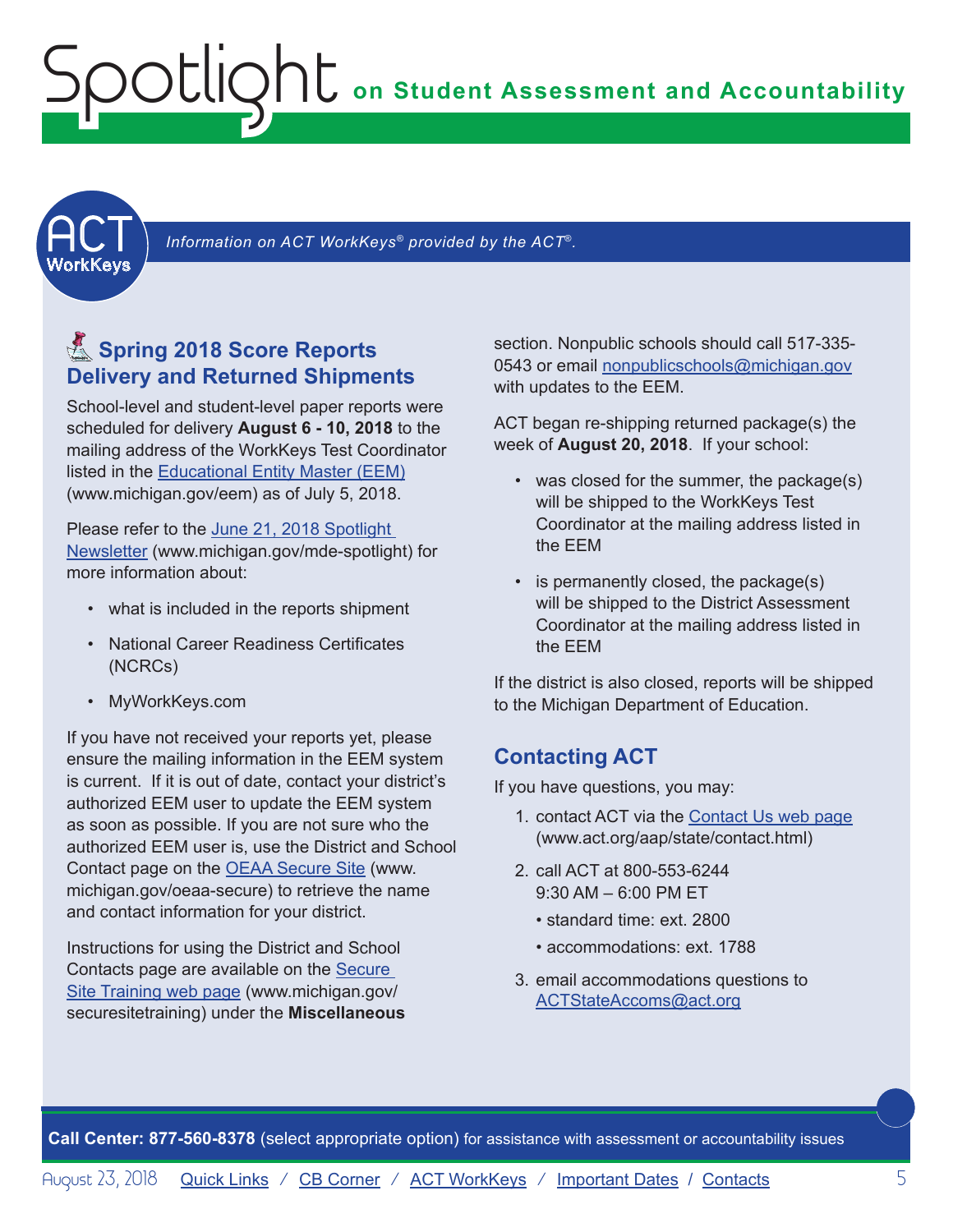*Information on ACT WorkKeys® provided by the ACT®.*

## Spring 2018 Score Reports Delivery and Returned Shipments

School-level and student-level paper reports were scheduled for delivery **August 6 - 10, 2018** to the mailing address of the WorkKeys Test Coordinator listed in the Educational Entity Master (EEM) (www.michigan.gov/eem) as of July 5, 2018.

Please refer to the June 21, 2018 Spotlight Newsletter (www.michigan.gov/mde-spotlight) for more information about:

- what is included in the reports shipment
- National Career Readiness Certificates (NCRCs)
- MyWorkKeys.com

If you have not received your reports yet, please ensure the mailing information in the EEM system is current. If it is out of date, contact your district's authorized EEM user to update the EEM system as soon as possible. If you are not sure who the authorized EEM user is, use the District and School Contact page on the OEAA Secure Site (www.michigan.gov/oeaa-secure) to retrieve the name and contact information for your district.

Instructions for using the District and School Contacts page are available on the Secure Site Training web page (www.michigan.gov/securesitetraining) under the **Miscellaneous** section. Nonpublic schools should call 517-335-0543 or email nonpublicschools@michigan.gov with updates to the EEM.

ACT began re-shipping returned package(s) the week of **August 20, 2018**. If your school:

- was closed for the summer, the package(s) will be shipped to the WorkKeys Test Coordinator at the mailing address listed in the EEM
- is permanently closed, the package(s) will be shipped to the District Assessment Coordinator at the mailing address listed in the EEM

If the district is also closed, reports will be shipped to the Michigan Department of Education.

## Contacting ACT

If you have questions, you may:

1. contact ACT via the Contact Us web page (www.act.org/aap/state/contact.html)
2. call ACT at 800-553-6244  
   9:30 AM – 6:00 PM ET
   - standard time: ext. 2800
   - accommodations: ext. 1788
3. email accommodations questions to ACTStateAccoms@act.org

**Call Center: 877-560-8378** (select appropriate option) for assistance with assessment or accountability issues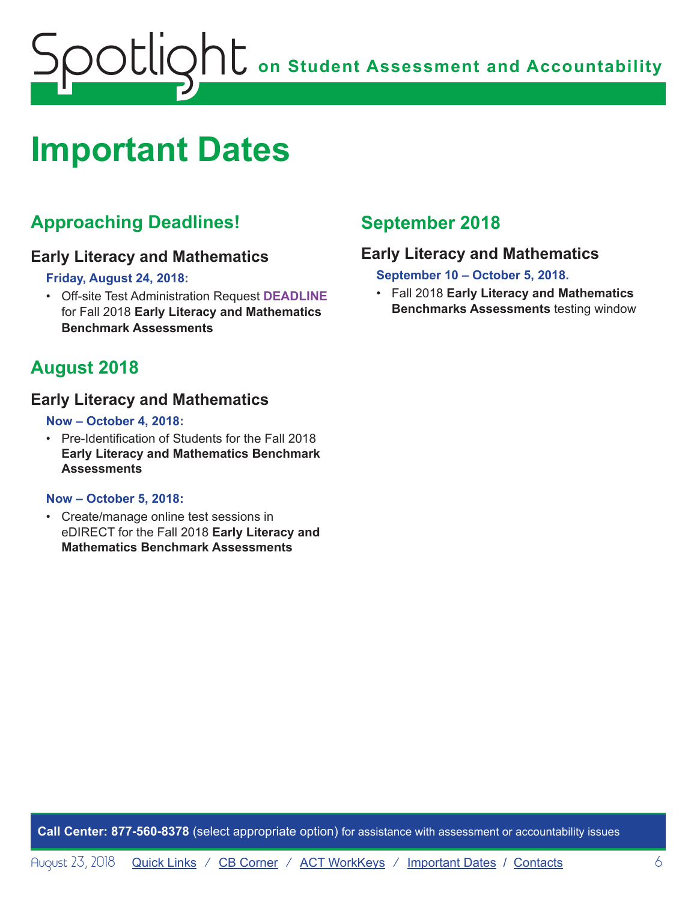# Important Dates

## Approaching Deadlines!

### Early Literacy and Mathematics

**Friday, August 24, 2018:**

- Off-site Test Administration Request **DEADLINE** for Fall 2018 **Early Literacy and Mathematics Benchmark Assessments**

## August 2018

### Early Literacy and Mathematics

**Now – October 4, 2018:**

- Pre-Identification of Students for the Fall 2018 **Early Literacy and Mathematics Benchmark Assessments**

**Now – October 5, 2018:**

- Create/manage online test sessions in eDIRECT for the Fall 2018 **Early Literacy and Mathematics Benchmark Assessments**

## September 2018

### Early Literacy and Mathematics

**September 10 – October 5, 2018.**

- Fall 2018 **Early Literacy and Mathematics Benchmarks Assessments** testing window

**Call Center: 877-560-8378** (select appropriate option) for assistance with assessment or accountability issues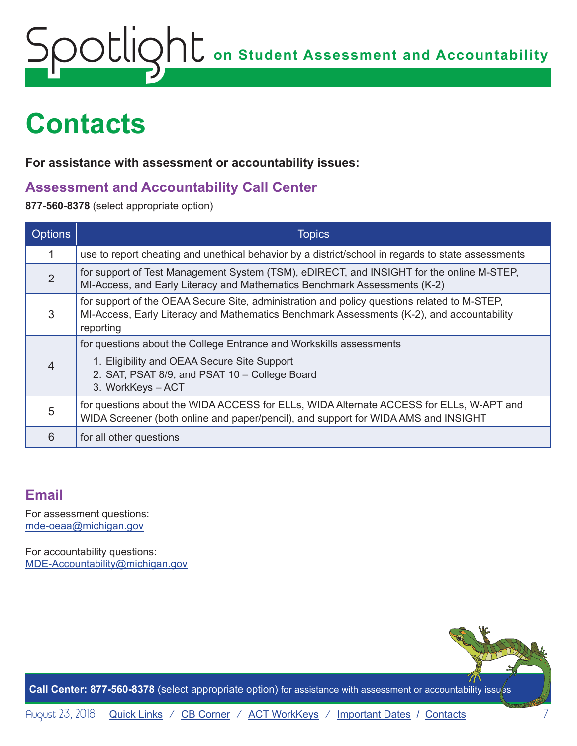# Contacts

**For assistance with assessment or accountability issues:**

## Assessment and Accountability Call Center

**877-560-8378** (select appropriate option)

| Options | Topics |
| --- | --- |
| 1 | use to report cheating and unethical behavior by a district/school in regards to state assessments |
| 2 | for support of Test Management System (TSM), eDIRECT, and INSIGHT for the online M-STEP, MI-Access, and Early Literacy and Mathematics Benchmark Assessments (K-2) |
| 3 | for support of the OEAA Secure Site, administration and policy questions related to M-STEP, MI-Access, Early Literacy and Mathematics Benchmark Assessments (K-2), and accountability reporting |
| 4 | for questions about the College Entrance and Workskills assessments<br>1. Eligibility and OEAA Secure Site Support<br>2. SAT, PSAT 8/9, and PSAT 10 – College Board<br>3. WorkKeys – ACT |
| 5 | for questions about the WIDA ACCESS for ELLs, WIDA Alternate ACCESS for ELLs, W-APT and WIDA Screener (both online and paper/pencil), and support for WIDA AMS and INSIGHT |
| 6 | for all other questions |

## Email

For assessment questions:
mde-oeaa@michigan.gov

For accountability questions:
MDE-Accountability@michigan.gov

**Call Center: 877-560-8378** (select appropriate option) for assistance with assessment or accountability issues